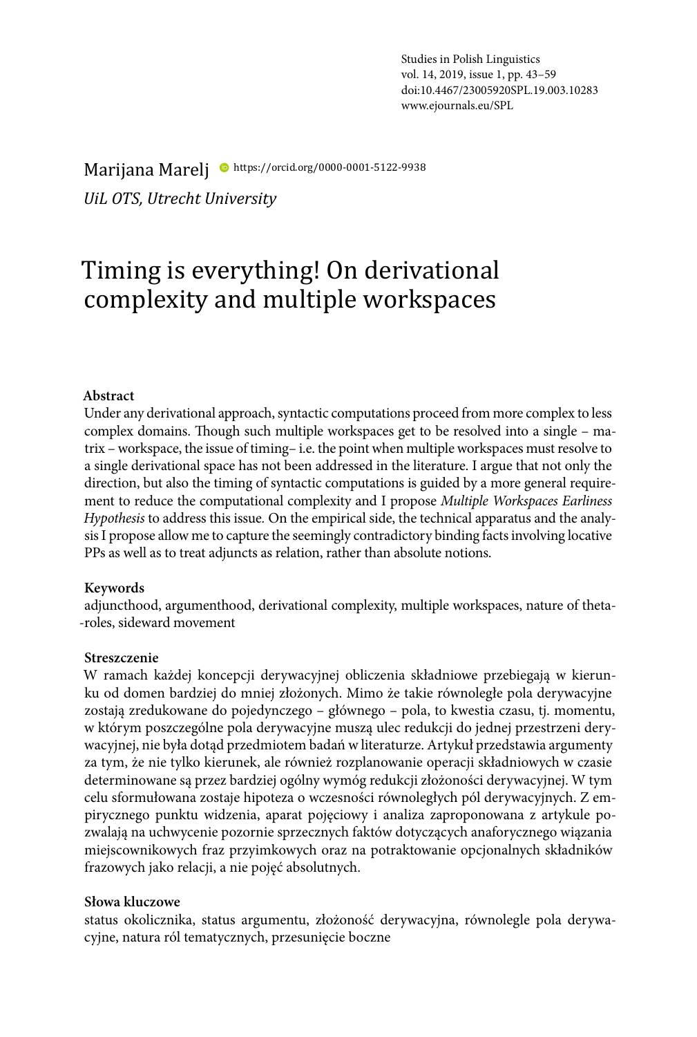Marijana Marelj https://orcid.org/0000-0001-5122-9938

*UiL OTS, Utrecht University*

# Timing is everything! On derivational complexity and multiple workspaces

**Abstract**

Under any derivational approach, syntactic computations proceed from more complex to less complex domains. Though such multiple workspaces get to be resolved into a single – matrix – workspace, the issue of timing– i.e. the point when multiple workspaces must resolve to a single derivational space has not been addressed in the literature. I argue that not only the direction, but also the timing of syntactic computations is guided by a more general requirement to reduce the computational complexity and I propose *Multiple Workspaces Earliness Hypothesis* to address this issue. On the empirical side, the technical apparatus and the analysis I propose allow me to capture the seemingly contradictory binding facts involving locative PPs as well as to treat adjuncts as relation, rather than absolute notions.

**Keywords**

adjuncthood, argumenthood, derivational complexity, multiple workspaces, nature of theta-roles, sideward movement

**Streszczenie**

W ramach każdej koncepcji derywacyjnej obliczenia składniowe przebiegają w kierunku od domen bardziej do mniej złożonych. Mimo że takie równoległe pola derywacyjne zostają zredukowane do pojedynczego – głównego – pola, to kwestia czasu, tj. momentu, w którym poszczególne pola derywacyjne muszą ulec redukcji do jednej przestrzeni derywacyjnej, nie była dotąd przedmiotem badań w literaturze. Artykuł przedstawia argumenty za tym, że nie tylko kierunek, ale również rozplanowanie operacji składniowych w czasie determinowane są przez bardziej ogólny wymóg redukcji złożoności derywacyjnej. W tym celu sformułowana zostaje hipoteza o wczesności równoległych pól derywacyjnych. Z empirycznego punktu widzenia, aparat pojęciowy i analiza zaproponowana z artykule pozwalają na uchwycenie pozornie sprzecznych faktów dotyczących anaforycznego wiązania miejscownikowych fraz przyimkowych oraz na potraktowanie opcjonalnych składników frazowych jako relacji, a nie pojęć absolutnych.

**Słowa kluczowe**

status okolicznika, status argumentu, złożoność derywacyjna, równolegle pola derywacyjne, natura ról tematycznych, przesunięcie boczne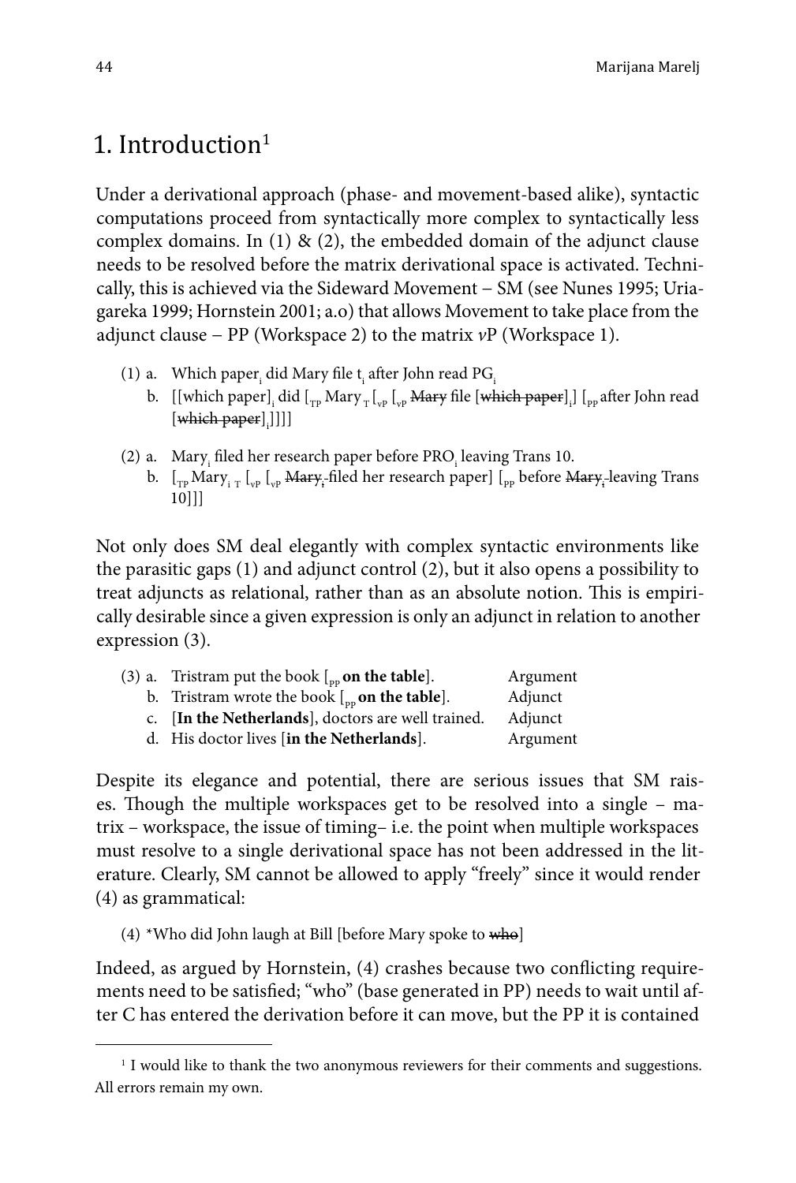## 1. Introduction[1]

Under a derivational approach (phase- and movement-based alike), syntactic computations proceed from syntactically more complex to syntactically less complex domains. In (1) & (2), the embedded domain of the adjunct clause needs to be resolved before the matrix derivational space is activated. Technically, this is achieved via the Sideward Movement – SM (see Nunes 1995; Uriagareka 1999; Hornstein 2001; a.o) that allows Movement to take place from the adjunct clause – PP (Workspace 2) to the matrix *v*P (Workspace 1).

(1) a. Which paper$_i$ did Mary file t$_i$ after John read PG$_i$
  b. [[which paper]$_i$ did [$_{TP}$ Mary $_T$ [$_{vP}$ [$_{vP}$ ~~Mary~~ file [~~which paper~~]$_i$] [$_{PP}$ after John read [~~which paper~~]$_i$]]]]

(2) a. Mary$_i$ filed her research paper before PRO$_i$ leaving Trans 10.
  b. [$_{TP}$ Mary$_i$ $_T$ [$_{vP}$ [$_{vP}$ ~~Mary$_i$~~ filed her research paper] [$_{PP}$ before ~~Mary$_i$~~ leaving Trans 10]]]

Not only does SM deal elegantly with complex syntactic environments like the parasitic gaps (1) and adjunct control (2), but it also opens a possibility to treat adjuncts as relational, rather than as an absolute notion. This is empirically desirable since a given expression is only an adjunct in relation to another expression (3).

(3) a. Tristram put the book [$_{PP}$ **on the table**]. — Argument
  b. Tristram wrote the book [$_{PP}$ **on the table**]. — Adjunct
  c. [**In the Netherlands**], doctors are well trained. — Adjunct
  d. His doctor lives [**in the Netherlands**]. — Argument

Despite its elegance and potential, there are serious issues that SM raises. Though the multiple workspaces get to be resolved into a single – matrix – workspace, the issue of timing– i.e. the point when multiple workspaces must resolve to a single derivational space has not been addressed in the literature. Clearly, SM cannot be allowed to apply "freely" since it would render (4) as grammatical:

(4) *Who did John laugh at Bill [before Mary spoke to ~~who~~]

Indeed, as argued by Hornstein, (4) crashes because two conflicting requirements need to be satisfied; "who" (base generated in PP) needs to wait until after C has entered the derivation before it can move, but the PP it is contained

[1] I would like to thank the two anonymous reviewers for their comments and suggestions. All errors remain my own.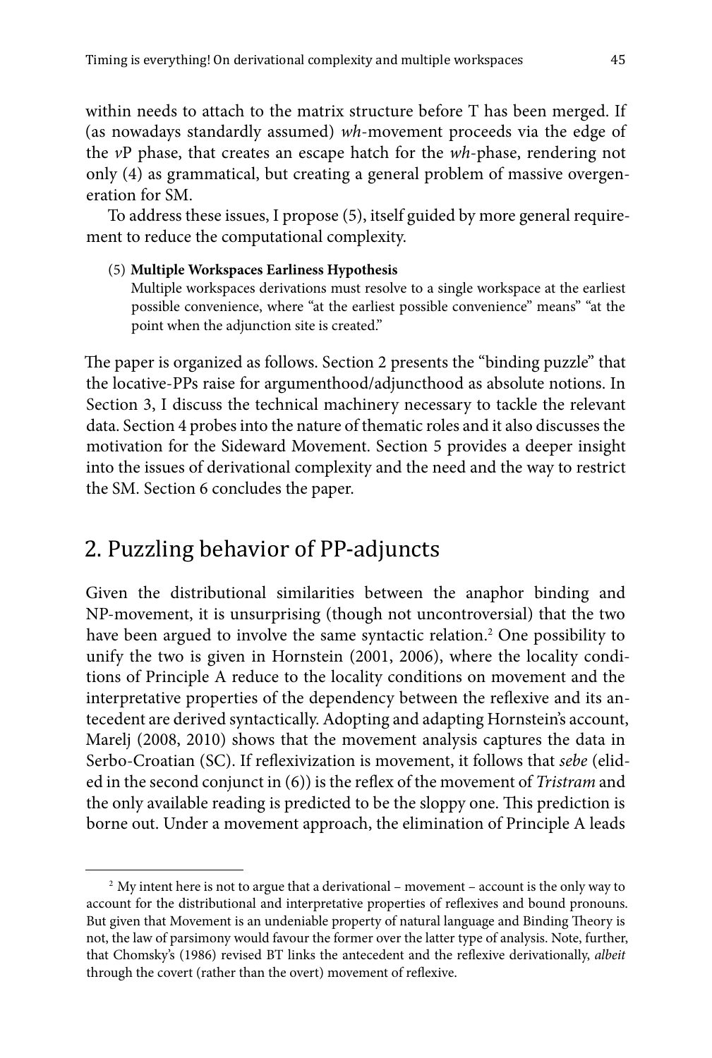within needs to attach to the matrix structure before T has been merged. If (as nowadays standardly assumed) *wh*-movement proceeds via the edge of the *v*P phase, that creates an escape hatch for the *wh*-phase, rendering not only (4) as grammatical, but creating a general problem of massive overgeneration for SM.

To address these issues, I propose (5), itself guided by more general requirement to reduce the computational complexity.

(5) **Multiple Workspaces Earliness Hypothesis**
Multiple workspaces derivations must resolve to a single workspace at the earliest possible convenience, where "at the earliest possible convenience" means" "at the point when the adjunction site is created."

The paper is organized as follows. Section 2 presents the "binding puzzle" that the locative-PPs raise for argumenthood/adjuncthood as absolute notions. In Section 3, I discuss the technical machinery necessary to tackle the relevant data. Section 4 probes into the nature of thematic roles and it also discusses the motivation for the Sideward Movement. Section 5 provides a deeper insight into the issues of derivational complexity and the need and the way to restrict the SM. Section 6 concludes the paper.

## 2. Puzzling behavior of PP-adjuncts

Given the distributional similarities between the anaphor binding and NP-movement, it is unsurprising (though not uncontroversial) that the two have been argued to involve the same syntactic relation.[2] One possibility to unify the two is given in Hornstein (2001, 2006), where the locality conditions of Principle A reduce to the locality conditions on movement and the interpretative properties of the dependency between the reflexive and its antecedent are derived syntactically. Adopting and adapting Hornstein's account, Marelj (2008, 2010) shows that the movement analysis captures the data in Serbo-Croatian (SC). If reflexivization is movement, it follows that *sebe* (elided in the second conjunct in (6)) is the reflex of the movement of *Tristram* and the only available reading is predicted to be the sloppy one. This prediction is borne out. Under a movement approach, the elimination of Principle A leads

[2] My intent here is not to argue that a derivational – movement – account is the only way to account for the distributional and interpretative properties of reflexives and bound pronouns. But given that Movement is an undeniable property of natural language and Binding Theory is not, the law of parsimony would favour the former over the latter type of analysis. Note, further, that Chomsky's (1986) revised BT links the antecedent and the reflexive derivationally, *albeit* through the covert (rather than the overt) movement of reflexive.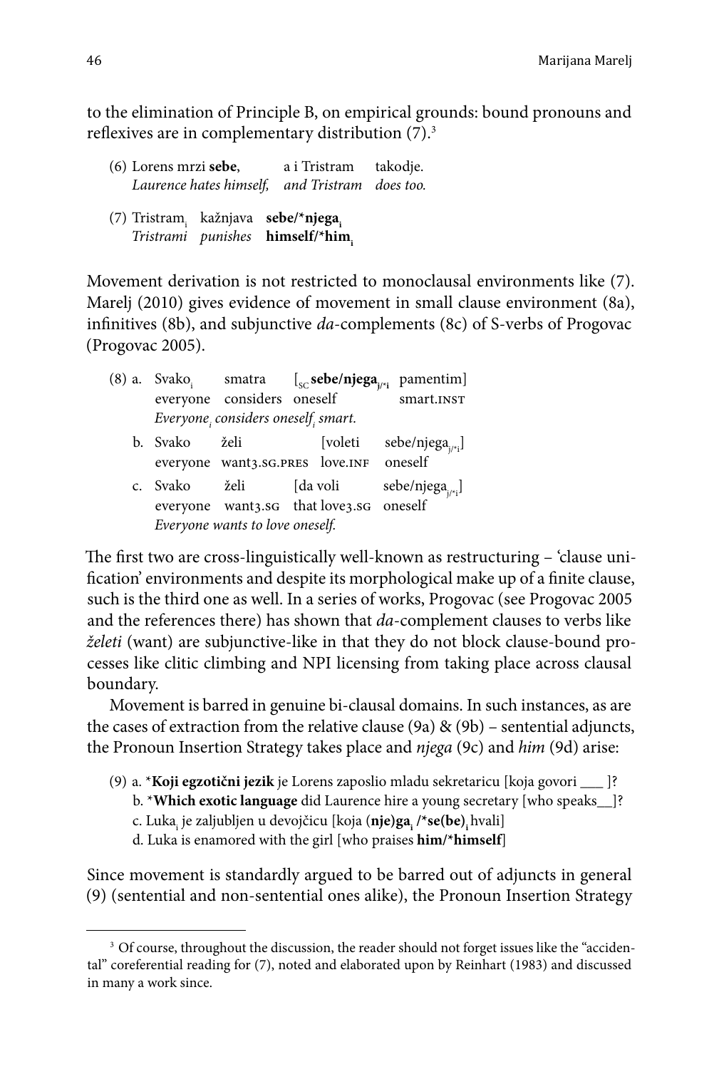to the elimination of Principle B, on empirical grounds: bound pronouns and reflexives are in complementary distribution (7).[3]

(6) Lorens mrzi **sebe**, a i Tristram takodje.
*Laurence hates himself, and Tristram does too.*

(7) $\text{Tristram}_i$ kažnjava **sebe/*$\text{njega}_i$**
*Tristrami punishes* **himself/*$\text{him}_i$**

Movement derivation is not restricted to monoclausal environments like (7). Marelj (2010) gives evidence of movement in small clause environment (8a), infinitives (8b), and subjunctive *da*-complements (8c) of S-verbs of Progovac (Progovac 2005).

(8) a. $\text{Svako}_i$ smatra [$_{SC}$ **sebe/$\text{njega}_{j/*i}$** pamentim]
everyone considers oneself smart.INST
*$\text{Everyone}_i$ considers $\text{oneself}_i$ smart.*

b. Svako želi [voleti sebe/$\text{njega}_{j/*i}$]
everyone want3.SG.PRES love.INF oneself

c. Svako želi [da voli sebe/$\text{njega}_{j/*i}$]
everyone want3.SG that love3.SG oneself
*Everyone wants to love oneself.*

The first two are cross-linguistically well-known as restructuring – 'clause unification' environments and despite its morphological make up of a finite clause, such is the third one as well. In a series of works, Progovac (see Progovac 2005 and the references there) has shown that *da*-complement clauses to verbs like *želeti* (want) are subjunctive-like in that they do not block clause-bound processes like clitic climbing and NPI licensing from taking place across clausal boundary.

Movement is barred in genuine bi-clausal domains. In such instances, as are the cases of extraction from the relative clause (9a) & (9b) – sentential adjuncts, the Pronoun Insertion Strategy takes place and *njega* (9c) and *him* (9d) arise:

(9) a. ***Koji egzotični jezik** je Lorens zaposlio mladu sekretaricu [koja govori ___ ]?
b. ***Which exotic language** did Laurence hire a young secretary [who speaks__]?
c. $\text{Luka}_i$ je zaljubljen u devojčicu [koja **(nje)$\text{ga}_i$ /*$\text{se(be)}_i$** hvali]
d. Luka is enamored with the girl [who praises **him/*himself**]

Since movement is standardly argued to be barred out of adjuncts in general (9) (sentential and non-sentential ones alike), the Pronoun Insertion Strategy

---

[3] Of course, throughout the discussion, the reader should not forget issues like the "accidental" coreferential reading for (7), noted and elaborated upon by Reinhart (1983) and discussed in many a work since.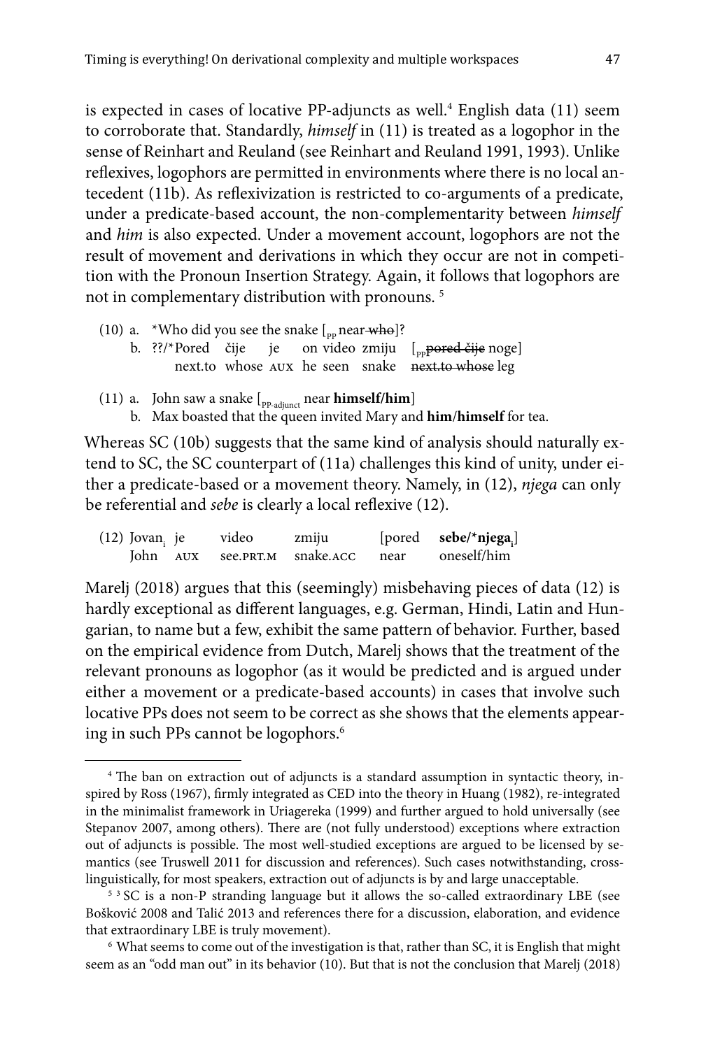is expected in cases of locative PP-adjuncts as well.[4] English data (11) seem to corroborate that. Standardly, *himself* in (11) is treated as a logophor in the sense of Reinhart and Reuland (see Reinhart and Reuland 1991, 1993). Unlike reflexives, logophors are permitted in environments where there is no local antecedent (11b). As reflexivization is restricted to co-arguments of a predicate, under a predicate-based account, the non-complementarity between *himself* and *him* is also expected. Under a movement account, logophors are not the result of movement and derivations in which they occur are not in competition with the Pronoun Insertion Strategy. Again, it follows that logophors are not in complementary distribution with pronouns. [5]

(10) a. \*Who did you see the snake [$_{pp}$ near ~~who~~]?

b. ??/\*Pored čije je on video zmiju [$_{pp}$ ~~pored čije~~ noge]
   next.to whose AUX he seen snake ~~next.to whose~~ leg

(11) a. John saw a snake [$_{PP\text{-}adjunct}$ near **himself/him**]

b. Max boasted that the queen invited Mary and **him/himself** for tea.

Whereas SC (10b) suggests that the same kind of analysis should naturally extend to SC, the SC counterpart of (11a) challenges this kind of unity, under either a predicate-based or a movement theory. Namely, in (12), *njega* can only be referential and *sebe* is clearly a local reflexive (12).

(12) Jovan$_i$ je video zmiju [pored **sebe/\*njega$_i$**]
   John AUX see.PRT.M snake.ACC near oneself/him

Marelj (2018) argues that this (seemingly) misbehaving pieces of data (12) is hardly exceptional as different languages, e.g. German, Hindi, Latin and Hungarian, to name but a few, exhibit the same pattern of behavior. Further, based on the empirical evidence from Dutch, Marelj shows that the treatment of the relevant pronouns as logophor (as it would be predicted and is argued under either a movement or a predicate-based accounts) in cases that involve such locative PPs does not seem to be correct as she shows that the elements appearing in such PPs cannot be logophors.[6]

---

[4] The ban on extraction out of adjuncts is a standard assumption in syntactic theory, inspired by Ross (1967), firmly integrated as CED into the theory in Huang (1982), re-integrated in the minimalist framework in Uriagereka (1999) and further argued to hold universally (see Stepanov 2007, among others). There are (not fully understood) exceptions where extraction out of adjuncts is possible. The most well-studied exceptions are argued to be licensed by semantics (see Truswell 2011 for discussion and references). Such cases notwithstanding, cross-linguistically, for most speakers, extraction out of adjuncts is by and large unacceptable.

[5] [3] SC is a non-P stranding language but it allows the so-called extraordinary LBE (see Bošković 2008 and Talić 2013 and references there for a discussion, elaboration, and evidence that extraordinary LBE is truly movement).

[6] What seems to come out of the investigation is that, rather than SC, it is English that might seem as an "odd man out" in its behavior (10). But that is not the conclusion that Marelj (2018)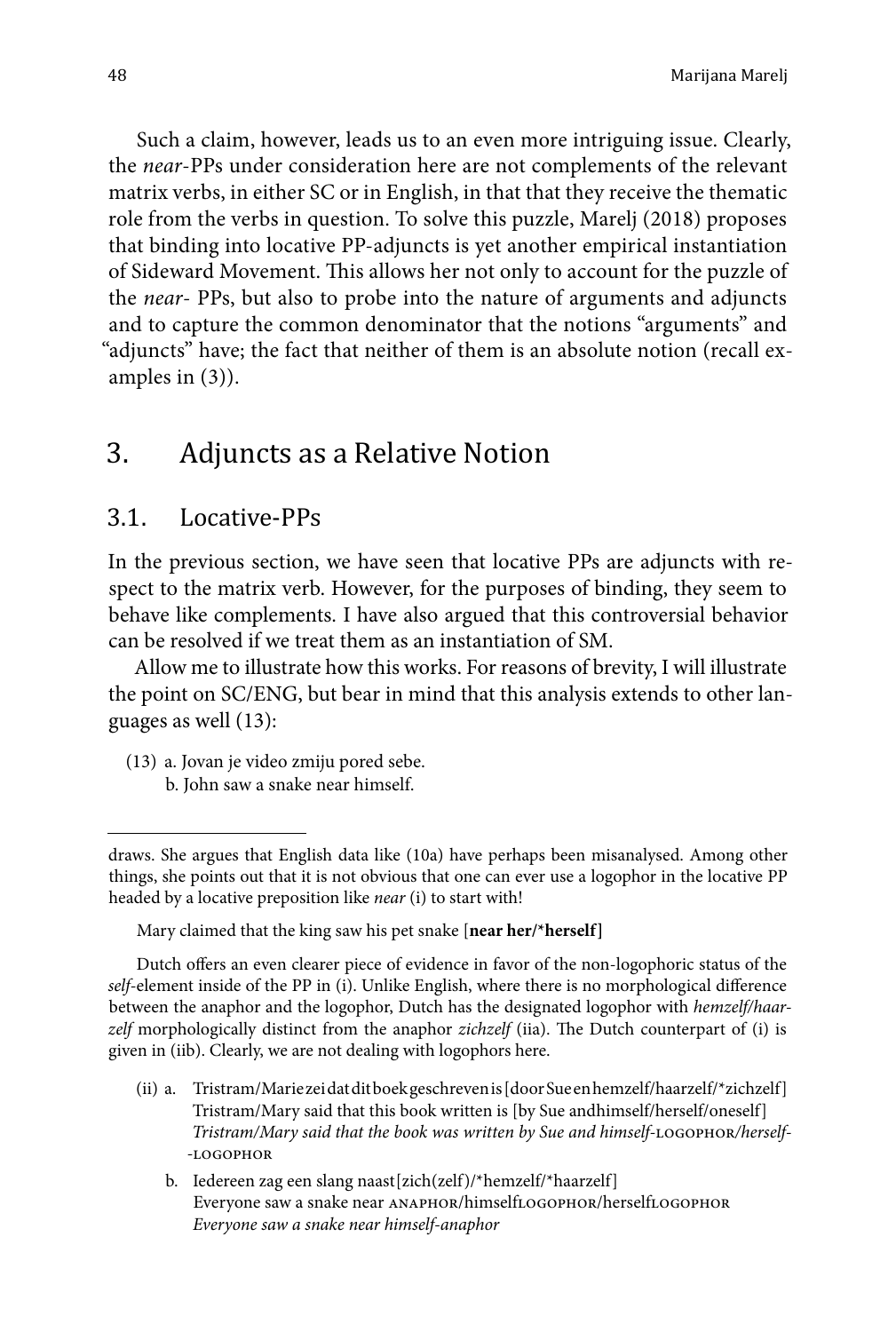Such a claim, however, leads us to an even more intriguing issue. Clearly, the *near*-PPs under consideration here are not complements of the relevant matrix verbs, in either SC or in English, in that that they receive the thematic role from the verbs in question. To solve this puzzle, Marelj (2018) proposes that binding into locative PP-adjuncts is yet another empirical instantiation of Sideward Movement. This allows her not only to account for the puzzle of the *near*- PPs, but also to probe into the nature of arguments and adjuncts and to capture the common denominator that the notions "arguments" and "adjuncts" have; the fact that neither of them is an absolute notion (recall examples in (3)).

## 3. Adjuncts as a Relative Notion

### 3.1. Locative-PPs

In the previous section, we have seen that locative PPs are adjuncts with respect to the matrix verb. However, for the purposes of binding, they seem to behave like complements. I have also argued that this controversial behavior can be resolved if we treat them as an instantiation of SM.

Allow me to illustrate how this works. For reasons of brevity, I will illustrate the point on SC/ENG, but bear in mind that this analysis extends to other languages as well (13):

(13) a. Jovan je video zmiju pored sebe.
b. John saw a snake near himself.

---

draws. She argues that English data like (10a) have perhaps been misanalysed. Among other things, she points out that it is not obvious that one can ever use a logophor in the locative PP headed by a locative preposition like *near* (i) to start with!

Mary claimed that the king saw his pet snake [**near her/*herself**]

Dutch offers an even clearer piece of evidence in favor of the non-logophoric status of the *self*-element inside of the PP in (i). Unlike English, where there is no morphological difference between the anaphor and the logophor, Dutch has the designated logophor with *hemzelf/haarzelf* morphologically distinct from the anaphor *zichzelf* (iia). The Dutch counterpart of (i) is given in (iib). Clearly, we are not dealing with logophors here.

(ii) a. Tristram/Marie zei dat dit boek geschreven is [door Sue en hemzelf/haarzelf/*zichzelf]
Tristram/Mary said that this book written is [by Sue andhimself/herself/oneself]
*Tristram/Mary said that the book was written by Sue and himself-*LOGOPHOR*/herself-*-LOGOPHOR

b. Iedereen zag een slang naast[zich(zelf)/*hemzelf/*haarzelf]
Everyone saw a snake near ANAPHOR/himselfLOGOPHOR/herselfLOGOPHOR
*Everyone saw a snake near himself-anaphor*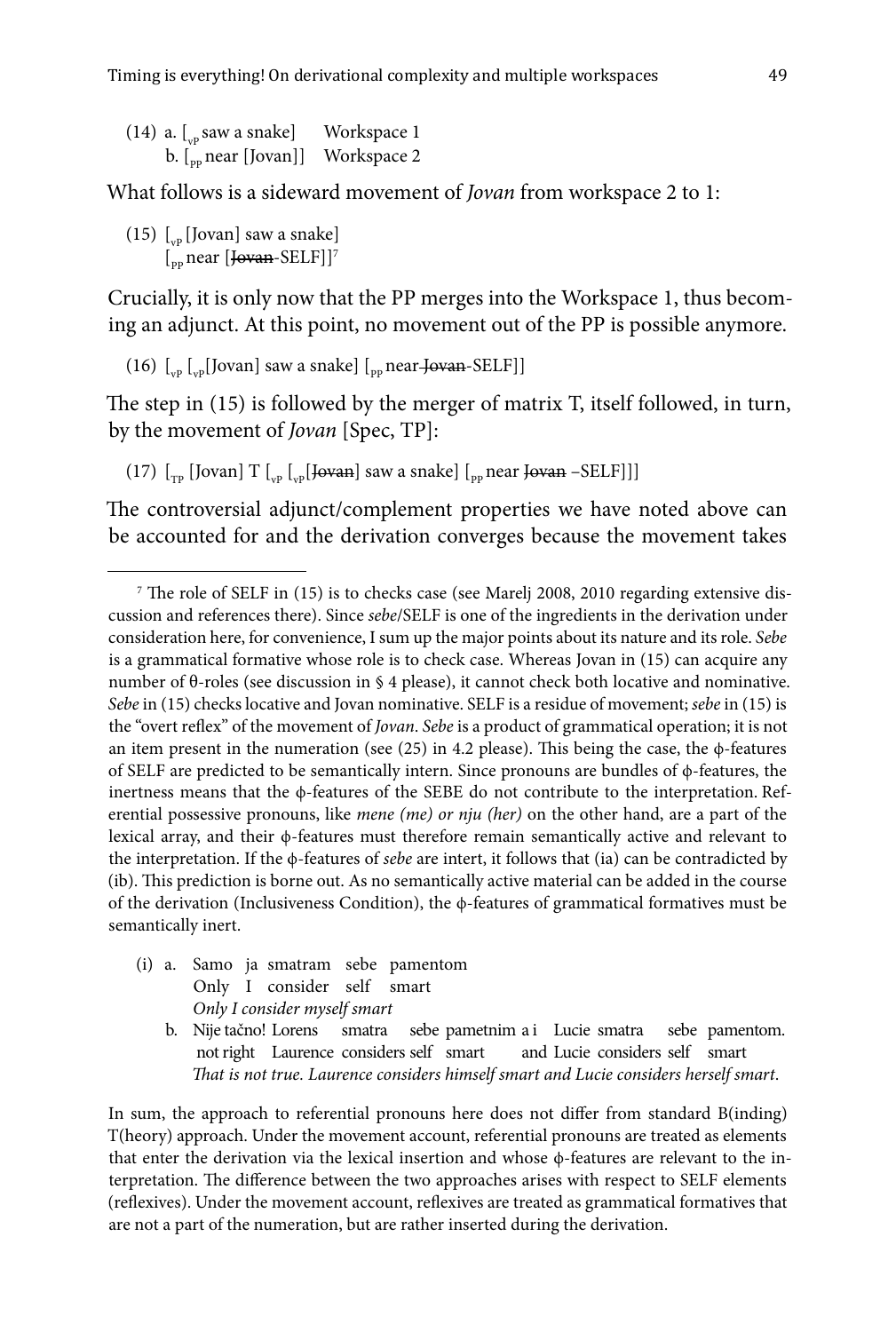(14) a. [$_{vP}$ saw a snake]  Workspace 1
b. [$_{PP}$ near [Jovan]]  Workspace 2

What follows is a sideward movement of *Jovan* from workspace 2 to 1:

(15) [$_{vP}$ [Jovan] saw a snake]
[$_{PP}$ near [~~Jovan~~-SELF]][7]

Crucially, it is only now that the PP merges into the Workspace 1, thus becoming an adjunct. At this point, no movement out of the PP is possible anymore.

(16) [$_{vP}$ [$_{vP}$[Jovan] saw a snake] [$_{PP}$ near ~~Jovan~~-SELF]]

The step in (15) is followed by the merger of matrix T, itself followed, in turn, by the movement of *Jovan* [Spec, TP]:

(17) [$_{TP}$ [Jovan] T [$_{vP}$ [$_{vP}$[~~Jovan~~] saw a snake] [$_{PP}$ near ~~Jovan~~ –SELF]]]

The controversial adjunct/complement properties we have noted above can be accounted for and the derivation converges because the movement takes

---

[7] The role of SELF in (15) is to checks case (see Marelj 2008, 2010 regarding extensive discussion and references there). Since *sebe*/SELF is one of the ingredients in the derivation under consideration here, for convenience, I sum up the major points about its nature and its role. *Sebe* is a grammatical formative whose role is to check case. Whereas Jovan in (15) can acquire any number of θ-roles (see discussion in § 4 please), it cannot check both locative and nominative. *Sebe* in (15) checks locative and Jovan nominative. SELF is a residue of movement; *sebe* in (15) is the "overt reflex" of the movement of *Jovan*. *Sebe* is a product of grammatical operation; it is not an item present in the numeration (see (25) in 4.2 please). This being the case, the ϕ-features of SELF are predicted to be semantically intern. Since pronouns are bundles of ϕ-features, the inertness means that the ϕ-features of the SEBE do not contribute to the interpretation. Referential possessive pronouns, like *mene (me) or nju (her)* on the other hand, are a part of the lexical array, and their ϕ-features must therefore remain semantically active and relevant to the interpretation. If the ϕ-features of *sebe* are intert, it follows that (ia) can be contradicted by (ib). This prediction is borne out. As no semantically active material can be added in the course of the derivation (Inclusiveness Condition), the ϕ-features of grammatical formatives must be semantically inert.

(i) a. Samo ja smatram sebe pamentom
Only I consider self smart
*Only I consider myself smart*

b. Nije tačno! Lorens smatra sebe pametnim a i Lucie smatra sebe pamentom.
not right Laurence considers self smart and Lucie considers self smart
*That is not true. Laurence considers himself smart and Lucie considers herself smart.*

In sum, the approach to referential pronouns here does not differ from standard B(inding) T(heory) approach. Under the movement account, referential pronouns are treated as elements that enter the derivation via the lexical insertion and whose ϕ-features are relevant to the interpretation. The difference between the two approaches arises with respect to SELF elements (reflexives). Under the movement account, reflexives are treated as grammatical formatives that are not a part of the numeration, but are rather inserted during the derivation.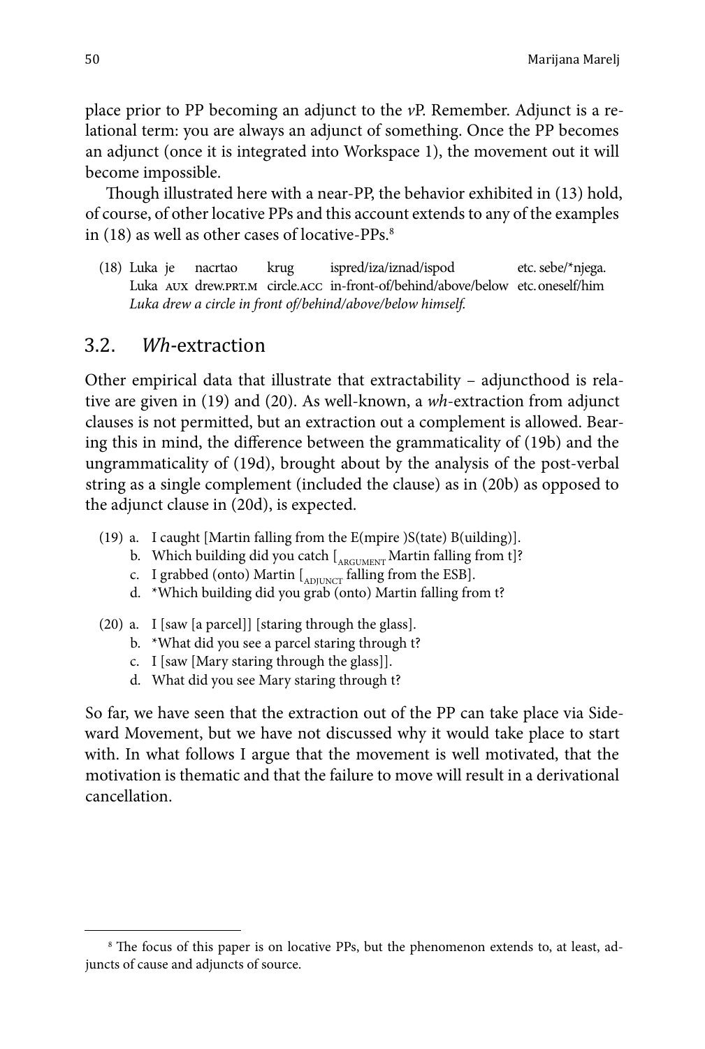place prior to PP becoming an adjunct to the *v*P. Remember. Adjunct is a relational term: you are always an adjunct of something. Once the PP becomes an adjunct (once it is integrated into Workspace 1), the movement out it will become impossible.

Though illustrated here with a near-PP, the behavior exhibited in (13) hold, of course, of other locative PPs and this account extends to any of the examples in (18) as well as other cases of locative-PPs.[8]

(18) Luka je nacrtao krug ispred/iza/iznad/ispod etc. sebe/*njega.
 Luka AUX drew.PRT.M circle.ACC in-front-of/behind/above/below etc. oneself/him
 *Luka drew a circle in front of/behind/above/below himself.*

## 3.2. *Wh*-extraction

Other empirical data that illustrate that extractability – adjuncthood is relative are given in (19) and (20). As well-known, a *wh*-extraction from adjunct clauses is not permitted, but an extraction out a complement is allowed. Bearing this in mind, the difference between the grammaticality of (19b) and the ungrammaticality of (19d), brought about by the analysis of the post-verbal string as a single complement (included the clause) as in (20b) as opposed to the adjunct clause in (20d), is expected.

(19) a. I caught [Martin falling from the E(mpire )S(tate) B(uilding)].
 b. Which building did you catch [$_{\text{ARGUMENT}}$ Martin falling from t]?
 c. I grabbed (onto) Martin [$_{\text{ADJUNCT}}$ falling from the ESB].
 d. *Which building did you grab (onto) Martin falling from t?

(20) a. I [saw [a parcel]] [staring through the glass].
 b. *What did you see a parcel staring through t?
 c. I [saw [Mary staring through the glass]].
 d. What did you see Mary staring through t?

So far, we have seen that the extraction out of the PP can take place via Sideward Movement, but we have not discussed why it would take place to start with. In what follows I argue that the movement is well motivated, that the motivation is thematic and that the failure to move will result in a derivational cancellation.

---

[8] The focus of this paper is on locative PPs, but the phenomenon extends to, at least, adjuncts of cause and adjuncts of source.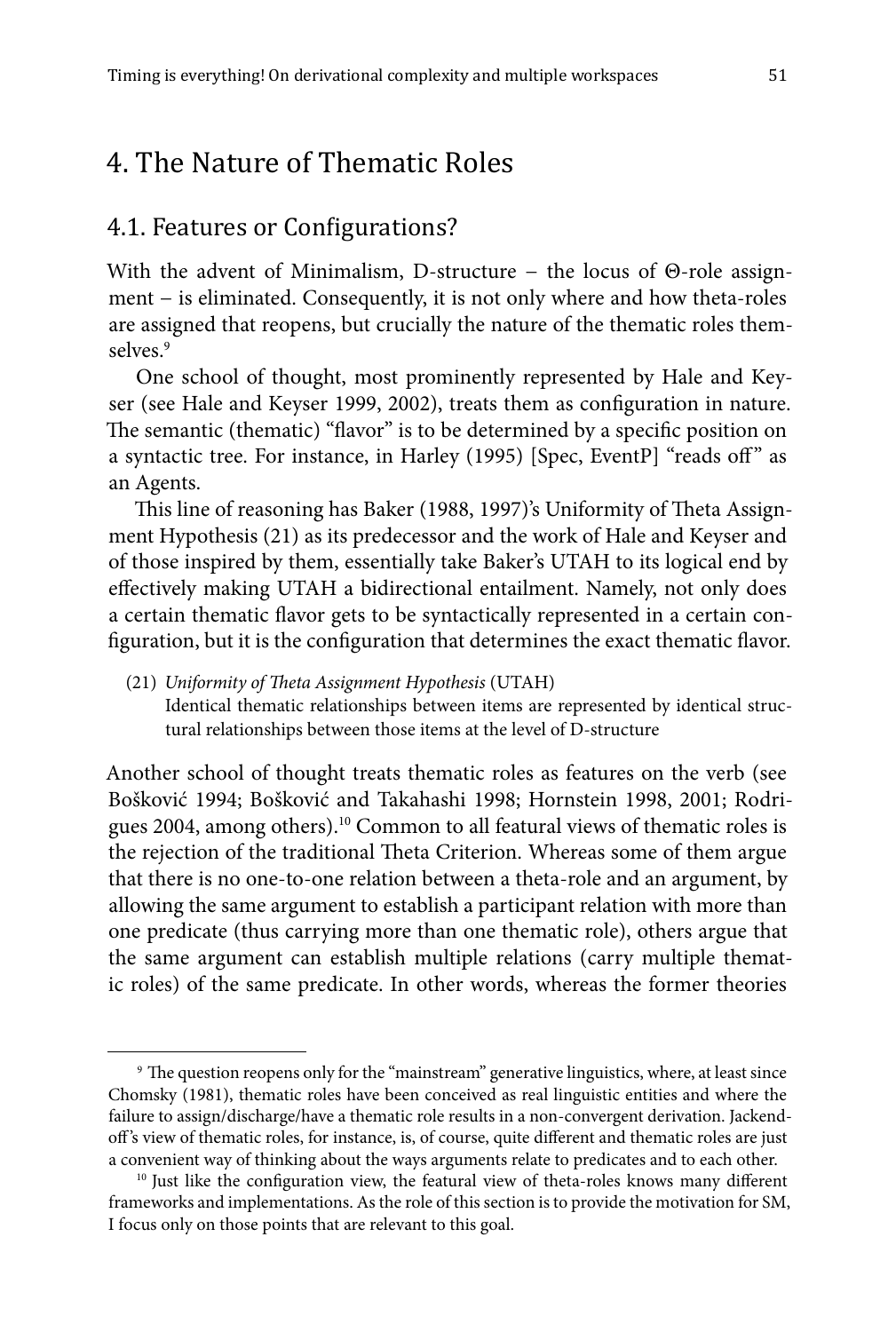# 4. The Nature of Thematic Roles

## 4.1. Features or Configurations?

With the advent of Minimalism, D-structure – the locus of Θ-role assignment – is eliminated. Consequently, it is not only where and how theta-roles are assigned that reopens, but crucially the nature of the thematic roles themselves.[9]

One school of thought, most prominently represented by Hale and Keyser (see Hale and Keyser 1999, 2002), treats them as configuration in nature. The semantic (thematic) "flavor" is to be determined by a specific position on a syntactic tree. For instance, in Harley (1995) [Spec, EventP] "reads off" as an Agents.

This line of reasoning has Baker (1988, 1997)'s Uniformity of Theta Assignment Hypothesis (21) as its predecessor and the work of Hale and Keyser and of those inspired by them, essentially take Baker's UTAH to its logical end by effectively making UTAH a bidirectional entailment. Namely, not only does a certain thematic flavor gets to be syntactically represented in a certain configuration, but it is the configuration that determines the exact thematic flavor.

(21) *Uniformity of Theta Assignment Hypothesis* (UTAH)
Identical thematic relationships between items are represented by identical structural relationships between those items at the level of D-structure

Another school of thought treats thematic roles as features on the verb (see Bošković 1994; Bošković and Takahashi 1998; Hornstein 1998, 2001; Rodrigues 2004, among others).[10] Common to all featural views of thematic roles is the rejection of the traditional Theta Criterion. Whereas some of them argue that there is no one-to-one relation between a theta-role and an argument, by allowing the same argument to establish a participant relation with more than one predicate (thus carrying more than one thematic role), others argue that the same argument can establish multiple relations (carry multiple thematic roles) of the same predicate. In other words, whereas the former theories

---

[9] The question reopens only for the "mainstream" generative linguistics, where, at least since Chomsky (1981), thematic roles have been conceived as real linguistic entities and where the failure to assign/discharge/have a thematic role results in a non-convergent derivation. Jackendoff's view of thematic roles, for instance, is, of course, quite different and thematic roles are just a convenient way of thinking about the ways arguments relate to predicates and to each other.

[10] Just like the configuration view, the featural view of theta-roles knows many different frameworks and implementations. As the role of this section is to provide the motivation for SM, I focus only on those points that are relevant to this goal.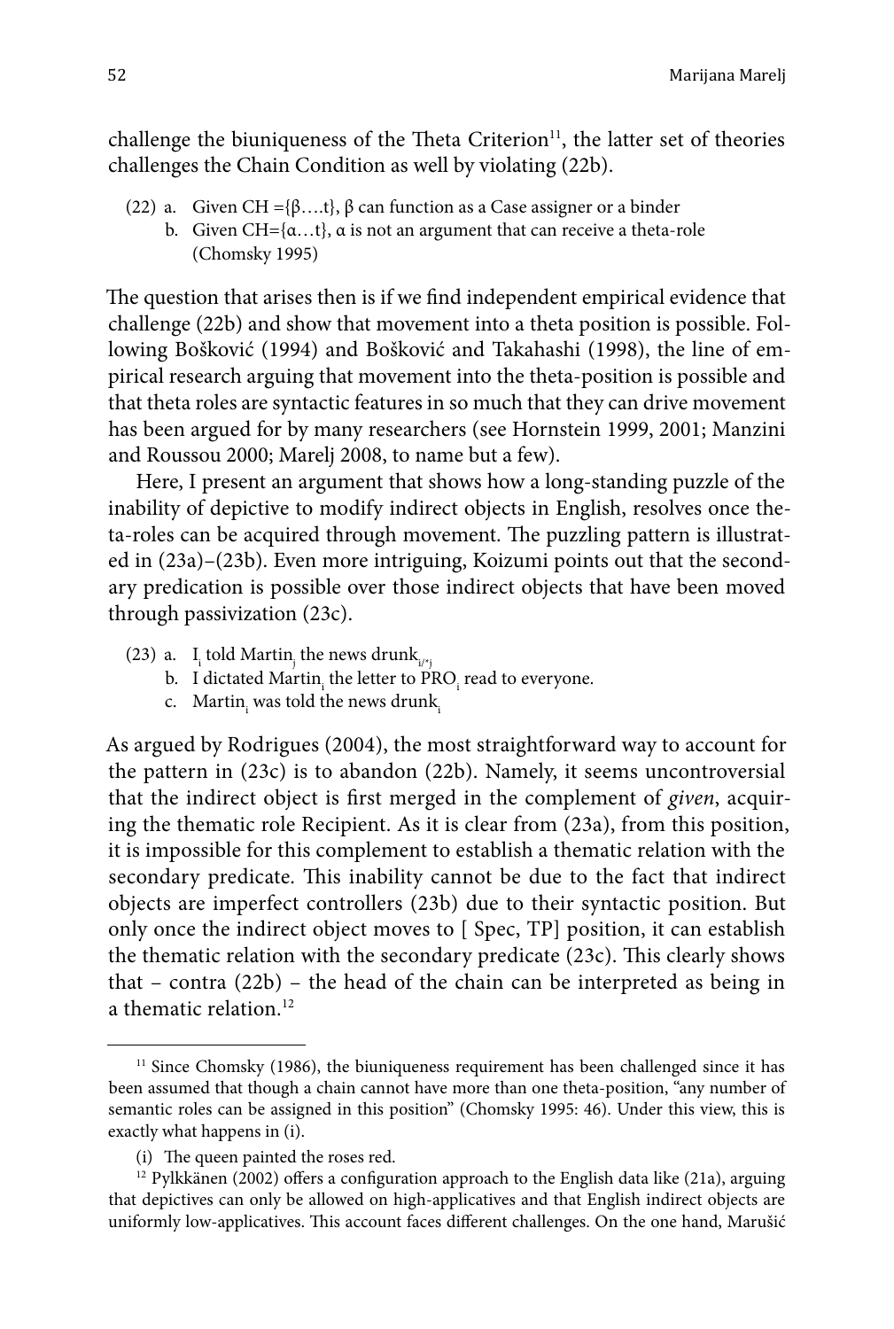challenge the biuniqueness of the Theta Criterion[11], the latter set of theories challenges the Chain Condition as well by violating (22b).

(22) a. Given CH ={β….t}, β can function as a Case assigner or a binder
b. Given CH={α…t}, α is not an argument that can receive a theta-role (Chomsky 1995)

The question that arises then is if we find independent empirical evidence that challenge (22b) and show that movement into a theta position is possible. Following Bošković (1994) and Bošković and Takahashi (1998), the line of empirical research arguing that movement into the theta-position is possible and that theta roles are syntactic features in so much that they can drive movement has been argued for by many researchers (see Hornstein 1999, 2001; Manzini and Roussou 2000; Marelj 2008, to name but a few).

Here, I present an argument that shows how a long-standing puzzle of the inability of depictive to modify indirect objects in English, resolves once theta-roles can be acquired through movement. The puzzling pattern is illustrated in (23a)–(23b). Even more intriguing, Koizumi points out that the secondary predication is possible over those indirect objects that have been moved through passivization (23c).

(23) a. $I_i$ told $Martin_j$ the news $drunk_{i/*j}$
b. I dictated $Martin_i$ the letter to $PRO_i$ read to everyone.
c. $Martin_i$ was told the news $drunk_i$

As argued by Rodrigues (2004), the most straightforward way to account for the pattern in (23c) is to abandon (22b). Namely, it seems uncontroversial that the indirect object is first merged in the complement of *given*, acquiring the thematic role Recipient. As it is clear from (23a), from this position, it is impossible for this complement to establish a thematic relation with the secondary predicate. This inability cannot be due to the fact that indirect objects are imperfect controllers (23b) due to their syntactic position. But only once the indirect object moves to [ Spec, TP] position, it can establish the thematic relation with the secondary predicate (23c). This clearly shows that – contra (22b) – the head of the chain can be interpreted as being in a thematic relation.[12]

---

[11] Since Chomsky (1986), the biuniqueness requirement has been challenged since it has been assumed that though a chain cannot have more than one theta-position, "any number of semantic roles can be assigned in this position" (Chomsky 1995: 46). Under this view, this is exactly what happens in (i).

(i) The queen painted the roses red.

[12] Pylkkänen (2002) offers a configuration approach to the English data like (21a), arguing that depictives can only be allowed on high-applicatives and that English indirect objects are uniformly low-applicatives. This account faces different challenges. On the one hand, Marušić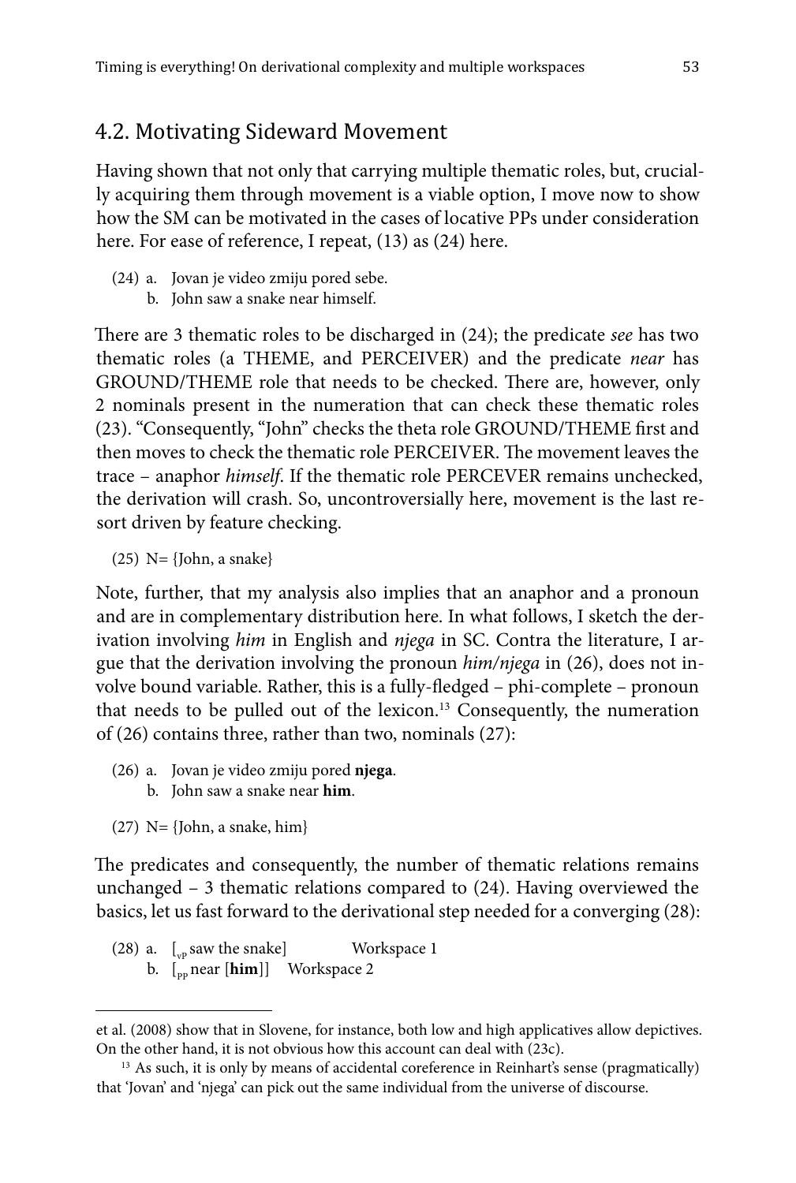## 4.2. Motivating Sideward Movement

Having shown that not only that carrying multiple thematic roles, but, crucially acquiring them through movement is a viable option, I move now to show how the SM can be motivated in the cases of locative PPs under consideration here. For ease of reference, I repeat, (13) as (24) here.

(24) a. Jovan je video zmiju pored sebe.
     b. John saw a snake near himself.

There are 3 thematic roles to be discharged in (24); the predicate *see* has two thematic roles (a THEME, and PERCEIVER) and the predicate *near* has GROUND/THEME role that needs to be checked. There are, however, only 2 nominals present in the numeration that can check these thematic roles (23). "Consequently, "John" checks the theta role GROUND/THEME first and then moves to check the thematic role PERCEIVER. The movement leaves the trace – anaphor *himself*. If the thematic role PERCEVER remains unchecked, the derivation will crash. So, uncontroversially here, movement is the last resort driven by feature checking.

(25) N= {John, a snake}

Note, further, that my analysis also implies that an anaphor and a pronoun and are in complementary distribution here. In what follows, I sketch the derivation involving *him* in English and *njega* in SC. Contra the literature, I argue that the derivation involving the pronoun *him/njega* in (26), does not involve bound variable. Rather, this is a fully-fledged – phi-complete – pronoun that needs to be pulled out of the lexicon.[13] Consequently, the numeration of (26) contains three, rather than two, nominals (27):

(26) a. Jovan je video zmiju pored **njega**.
     b. John saw a snake near **him**.

(27) N= {John, a snake, him}

The predicates and consequently, the number of thematic relations remains unchanged – 3 thematic relations compared to (24). Having overviewed the basics, let us fast forward to the derivational step needed for a converging (28):

(28) a. [$_{vP}$ saw the snake]     Workspace 1
     b. [$_{PP}$ near [**him**]]     Workspace 2

---

et al. (2008) show that in Slovene, for instance, both low and high applicatives allow depictives. On the other hand, it is not obvious how this account can deal with (23c).

[13] As such, it is only by means of accidental coreference in Reinhart's sense (pragmatically) that 'Jovan' and 'njega' can pick out the same individual from the universe of discourse.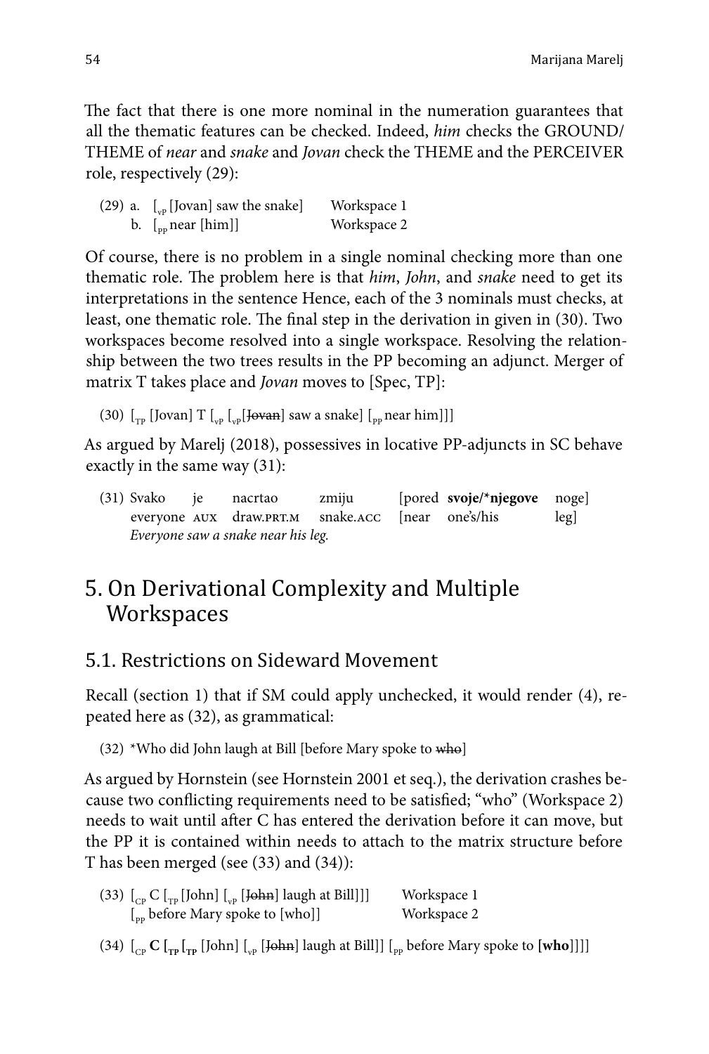The fact that there is one more nominal in the numeration guarantees that all the thematic features can be checked. Indeed, *him* checks the GROUND/THEME of *near* and *snake* and *Jovan* check the THEME and the PERCEIVER role, respectively (29):

(29) a. [$_{vP}$ [Jovan] saw the snake] Workspace 1
b. [$_{PP}$ near [him]] Workspace 2

Of course, there is no problem in a single nominal checking more than one thematic role. The problem here is that *him*, *John*, and *snake* need to get its interpretations in the sentence Hence, each of the 3 nominals must checks, at least, one thematic role. The final step in the derivation in given in (30). Two workspaces become resolved into a single workspace. Resolving the relationship between the two trees results in the PP becoming an adjunct. Merger of matrix T takes place and *Jovan* moves to [Spec, TP]:

(30) [$_{TP}$ [Jovan] T [$_{vP}$ [$_{vP}$[~~Jovan~~] saw a snake] [$_{PP}$ near him]]]

As argued by Marelj (2018), possessives in locative PP-adjuncts in SC behave exactly in the same way (31):

(31) Svako je nacrtao zmiju [pored **svoje/*njegove** noge]
everyone AUX draw.PRT.M snake.ACC [near one's/his leg]
*Everyone saw a snake near his leg.*

# 5. On Derivational Complexity and Multiple Workspaces

## 5.1. Restrictions on Sideward Movement

Recall (section 1) that if SM could apply unchecked, it would render (4), repeated here as (32), as grammatical:

(32) *Who did John laugh at Bill [before Mary spoke to ~~who~~]

As argued by Hornstein (see Hornstein 2001 et seq.), the derivation crashes because two conflicting requirements need to be satisfied; "who" (Workspace 2) needs to wait until after C has entered the derivation before it can move, but the PP it is contained within needs to attach to the matrix structure before T has been merged (see (33) and (34)):

(33) [$_{CP}$ C [$_{TP}$ [John] [$_{vP}$ [~~John~~] laugh at Bill]]] Workspace 1
[$_{PP}$ before Mary spoke to [who]] Workspace 2

(34) [$_{CP}$ **C** [$_{\mathbf{TP}}$ [$_{\mathbf{TP}}$ [John] [$_{vP}$ [~~John~~] laugh at Bill]] [$_{PP}$ before Mary spoke to **[who]**]]]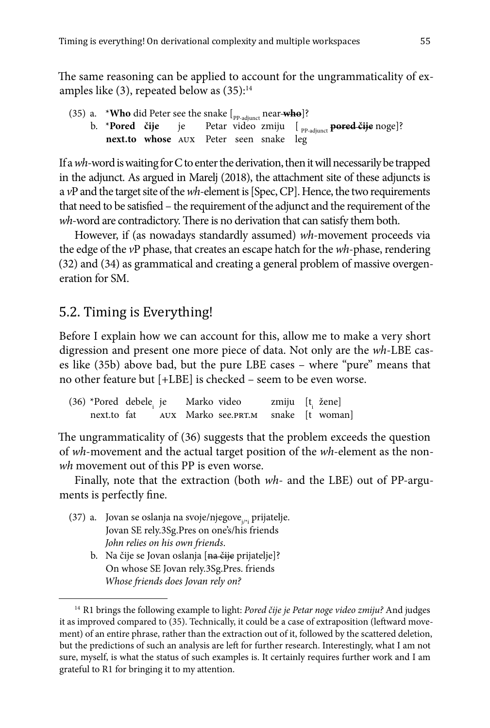The same reasoning can be applied to account for the ungrammaticality of examples like (3), repeated below as (35):[14]

(35) a. *__Who__ did Peter see the snake [$_{\text{PP-adjunct}}$ near ~~**who**~~]?

b. *__Pored čije__ je Petar video zmiju [$_{\text{PP-adjunct}}$ ~~**pored čije**~~ noge]?
   **next.to whose** AUX Peter seen snake leg

If a *wh*-word is waiting for C to enter the derivation, then it will necessarily be trapped in the adjunct. As argued in Marelj (2018), the attachment site of these adjuncts is a *v*P and the target site of the *wh*-element is [Spec, CP]. Hence, the two requirements that need to be satisfied – the requirement of the adjunct and the requirement of the *wh*-word are contradictory. There is no derivation that can satisfy them both.

However, if (as nowadays standardly assumed) *wh*-movement proceeds via the edge of the *v*P phase, that creates an escape hatch for the *wh*-phase, rendering (32) and (34) as grammatical and creating a general problem of massive overgeneration for SM.

## 5.2. Timing is Everything!

Before I explain how we can account for this, allow me to make a very short digression and present one more piece of data. Not only are the *wh*-LBE cases like (35b) above bad, but the pure LBE cases – where "pure" means that no other feature but [+LBE] is checked – seem to be even worse.

(36) *Pored debele$_i$ je Marko video zmiju [t$_i$ žene]
   next.to fat AUX Marko see.PRT.M snake [t woman]

The ungrammaticality of (36) suggests that the problem exceeds the question of *wh*-movement and the actual target position of the *wh*-element as the non-*wh* movement out of this PP is even worse.

Finally, note that the extraction (both *wh*- and the LBE) out of PP-arguments is perfectly fine.

(37) a. Jovan se oslanja na svoje/njegove$_{j/*i}$ prijatelje.
   Jovan SE rely.3Sg.Pres on one's/his friends
   *John relies on his own friends.*

b. Na čije se Jovan oslanja [~~na čije~~ prijatelje]?
   On whose SE Jovan rely.3Sg.Pres. friends
   *Whose friends does Jovan rely on?*

---

[14] R1 brings the following example to light: *Pored čije je Petar noge video zmiju?* And judges it as improved compared to (35). Technically, it could be a case of extraposition (leftward movement) of an entire phrase, rather than the extraction out of it, followed by the scattered deletion, but the predictions of such an analysis are left for further research. Interestingly, what I am not sure, myself, is what the status of such examples is. It certainly requires further work and I am grateful to R1 for bringing it to my attention.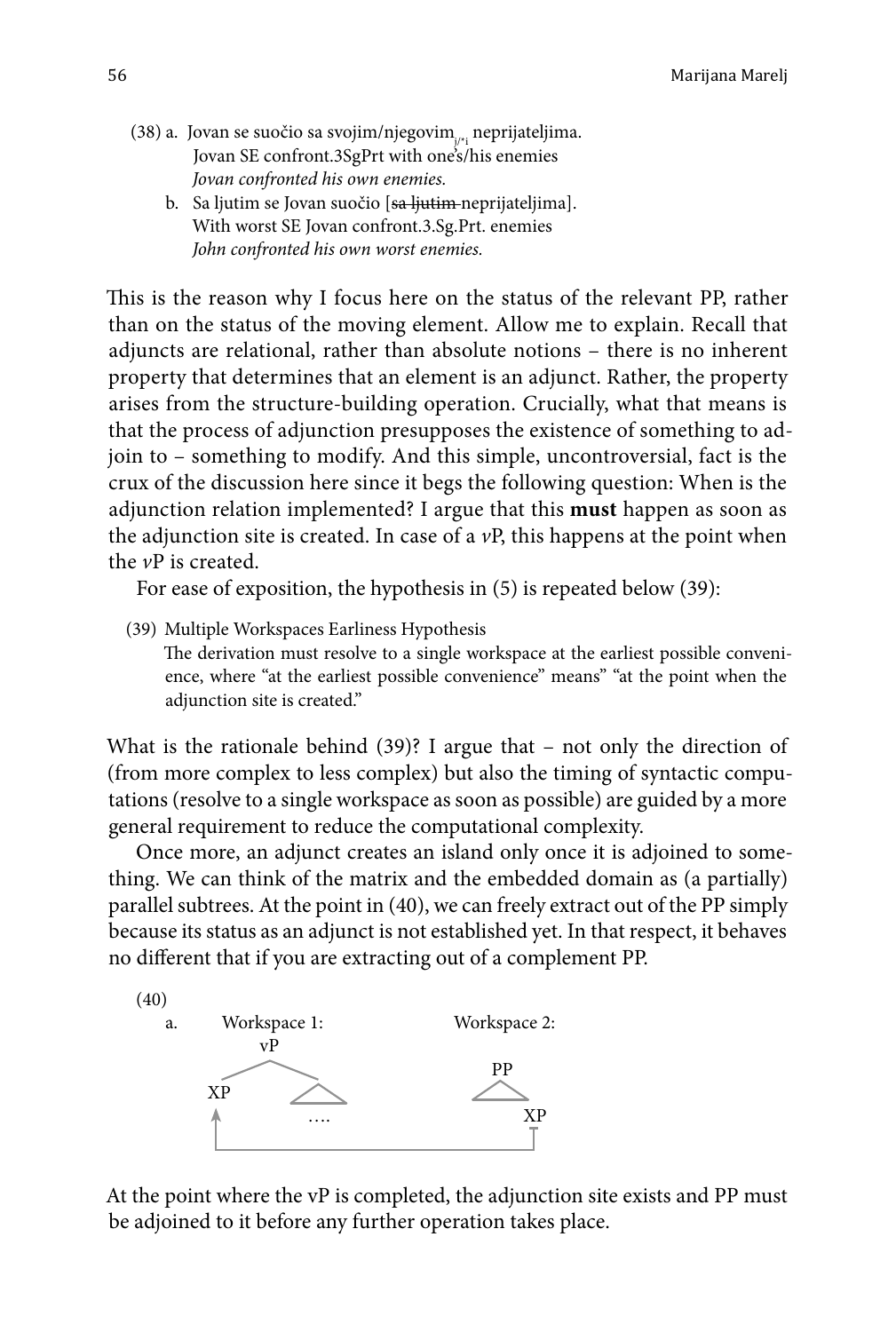(38) a. Jovan se suočio sa svojim/njegovim$_{j/*i}$ neprijateljima.
Jovan SE confront.3SgPrt with one's/his enemies
*Jovan confronted his own enemies.*

b. Sa ljutim se Jovan suočio [~~sa ljutim~~ neprijateljima].
With worst SE Jovan confront.3.Sg.Prt. enemies
*John confronted his own worst enemies.*

This is the reason why I focus here on the status of the relevant PP, rather than on the status of the moving element. Allow me to explain. Recall that adjuncts are relational, rather than absolute notions – there is no inherent property that determines that an element is an adjunct. Rather, the property arises from the structure-building operation. Crucially, what that means is that the process of adjunction presupposes the existence of something to adjoin to – something to modify. And this simple, uncontroversial, fact is the crux of the discussion here since it begs the following question: When is the adjunction relation implemented? I argue that this **must** happen as soon as the adjunction site is created. In case of a *v*P, this happens at the point when the *v*P is created.

For ease of exposition, the hypothesis in (5) is repeated below (39):

(39) Multiple Workspaces Earliness Hypothesis
The derivation must resolve to a single workspace at the earliest possible convenience, where "at the earliest possible convenience" means" "at the point when the adjunction site is created."

What is the rationale behind (39)? I argue that – not only the direction of (from more complex to less complex) but also the timing of syntactic computations (resolve to a single workspace as soon as possible) are guided by a more general requirement to reduce the computational complexity.

Once more, an adjunct creates an island only once it is adjoined to something. We can think of the matrix and the embedded domain as (a partially) parallel subtrees. At the point in (40), we can freely extract out of the PP simply because its status as an adjunct is not established yet. In that respect, it behaves no different that if you are extracting out of a complement PP.

(40)
a. Workspace 1: [vP XP [ …. ]]    Workspace 2: [PP … XP]
(XP moves from Workspace 2 to Workspace 1)

At the point where the vP is completed, the adjunction site exists and PP must be adjoined to it before any further operation takes place.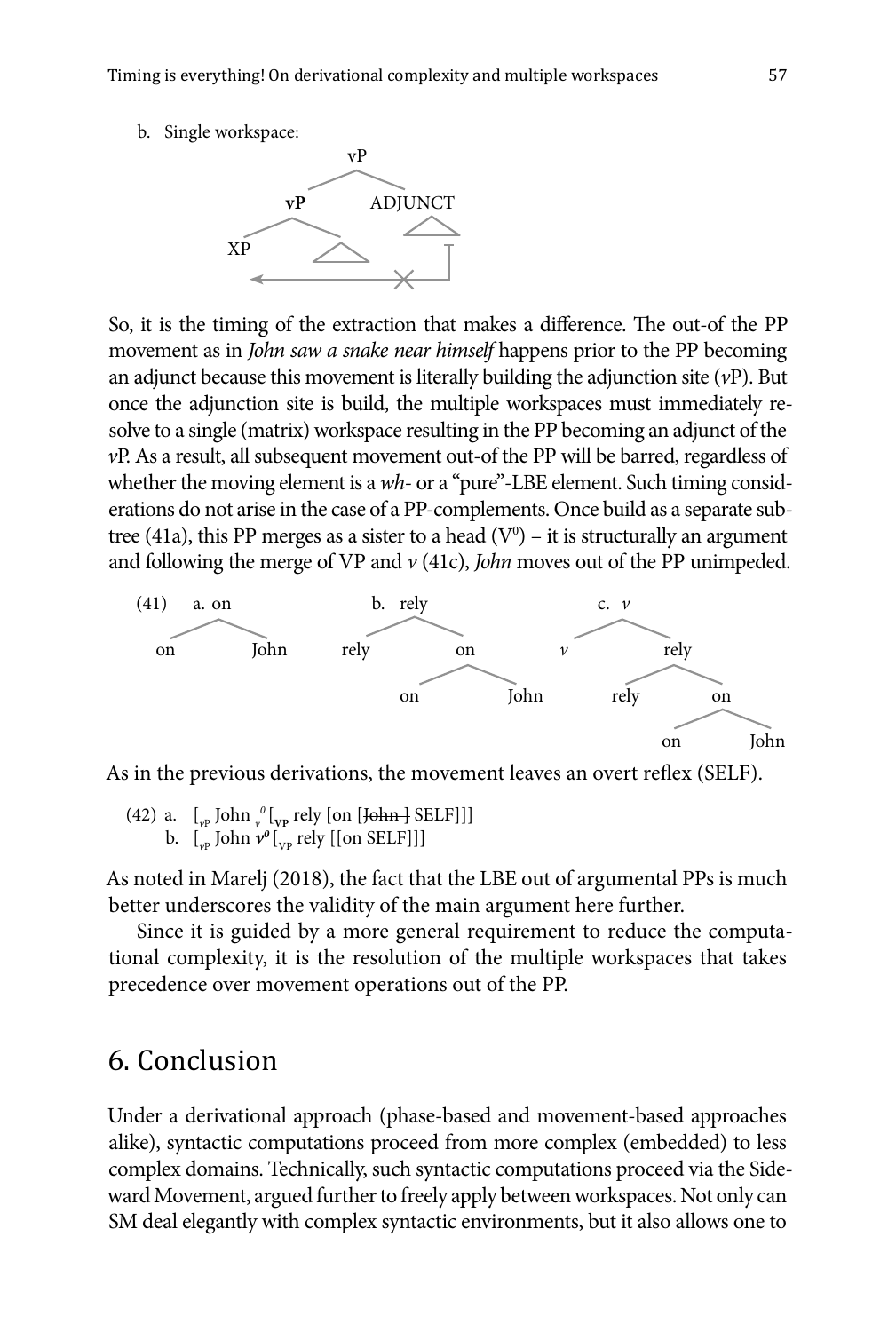b. Single workspace:

```
              vP
            /    \
         vP      ADJUNCT
        /  \        /\
      XP    /\
      <---------X----|
```

So, it is the timing of the extraction that makes a difference. The out-of the PP movement as in *John saw a snake near himself* happens prior to the PP becoming an adjunct because this movement is literally building the adjunction site (*v*P). But once the adjunction site is build, the multiple workspaces must immediately resolve to a single (matrix) workspace resulting in the PP becoming an adjunct of the *v*P. As a result, all subsequent movement out-of the PP will be barred, regardless of whether the moving element is a *wh*- or a "pure"-LBE element. Such timing considerations do not arise in the case of a PP-complements. Once build as a separate subtree (41a), this PP merges as a sister to a head ($V^0$) – it is structurally an argument and following the merge of VP and *v* (41c), *John* moves out of the PP unimpeded.

(41) a. [on on John]  b. [rely rely [on on John]]  c. [*v* *v* [rely rely [on on John]]]

As in the previous derivations, the movement leaves an overt reflex (SELF).

(42) a. [$_{vP}$ John $_{v}^{0}$ [$_{\mathbf{VP}}$ rely [on [~~John~~ SELF]]]
b. [$_{vP}$ John $\boldsymbol{v^0}$ [$_{VP}$ rely [[on SELF]]]

As noted in Marelj (2018), the fact that the LBE out of argumental PPs is much better underscores the validity of the main argument here further.

Since it is guided by a more general requirement to reduce the computational complexity, it is the resolution of the multiple workspaces that takes precedence over movement operations out of the PP.

## 6. Conclusion

Under a derivational approach (phase-based and movement-based approaches alike), syntactic computations proceed from more complex (embedded) to less complex domains. Technically, such syntactic computations proceed via the Sideward Movement, argued further to freely apply between workspaces. Not only can SM deal elegantly with complex syntactic environments, but it also allows one to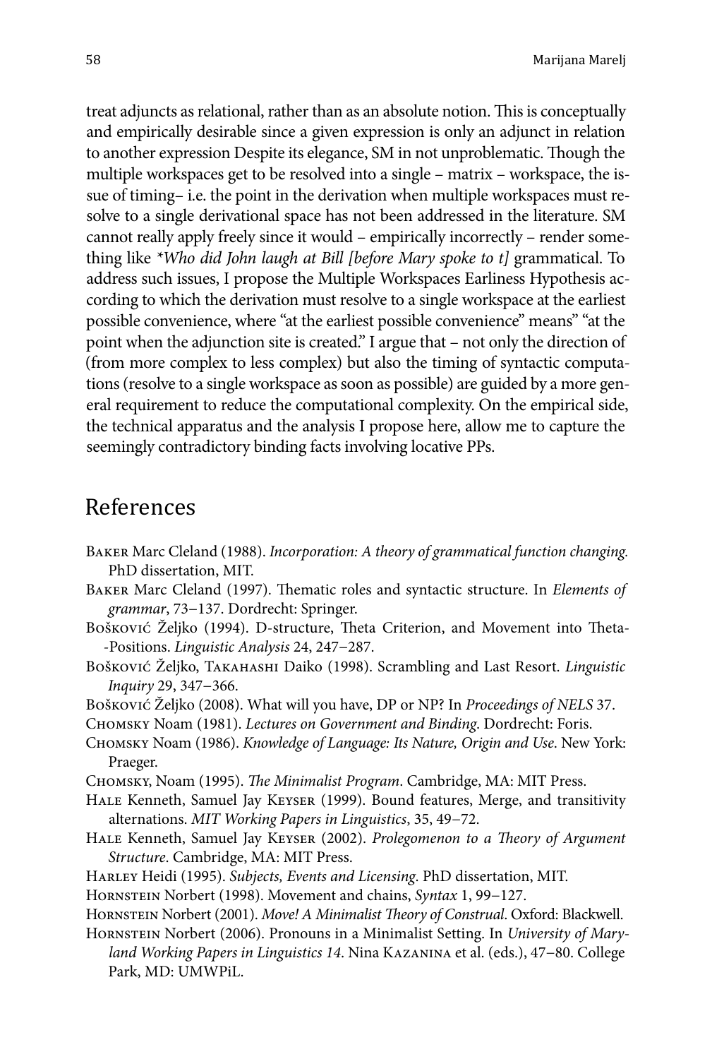treat adjuncts as relational, rather than as an absolute notion. This is conceptually and empirically desirable since a given expression is only an adjunct in relation to another expression Despite its elegance, SM in not unproblematic. Though the multiple workspaces get to be resolved into a single – matrix – workspace, the issue of timing– i.e. the point in the derivation when multiple workspaces must resolve to a single derivational space has not been addressed in the literature. SM cannot really apply freely since it would – empirically incorrectly – render something like *\*Who did John laugh at Bill [before Mary spoke to t]* grammatical. To address such issues, I propose the Multiple Workspaces Earliness Hypothesis according to which the derivation must resolve to a single workspace at the earliest possible convenience, where "at the earliest possible convenience" means" "at the point when the adjunction site is created." I argue that – not only the direction of (from more complex to less complex) but also the timing of syntactic computations (resolve to a single workspace as soon as possible) are guided by a more general requirement to reduce the computational complexity. On the empirical side, the technical apparatus and the analysis I propose here, allow me to capture the seemingly contradictory binding facts involving locative PPs.

## References

Baker Marc Cleland (1988). *Incorporation: A theory of grammatical function changing.* PhD dissertation, MIT.

Baker Marc Cleland (1997). Thematic roles and syntactic structure. In *Elements of grammar*, 73–137. Dordrecht: Springer.

Bošković Željko (1994). D-structure, Theta Criterion, and Movement into Theta-Positions. *Linguistic Analysis* 24, 247–287.

Bošković Željko, Takahashi Daiko (1998). Scrambling and Last Resort. *Linguistic Inquiry* 29, 347–366.

Bošković Željko (2008). What will you have, DP or NP? In *Proceedings of NELS* 37.

Chomsky Noam (1981). *Lectures on Government and Binding*. Dordrecht: Foris.

Chomsky Noam (1986). *Knowledge of Language: Its Nature, Origin and Use*. New York: Praeger.

Chomsky, Noam (1995). *The Minimalist Program*. Cambridge, MA: MIT Press.

Hale Kenneth, Samuel Jay Keyser (1999). Bound features, Merge, and transitivity alternations. *MIT Working Papers in Linguistics*, 35, 49–72.

Hale Kenneth, Samuel Jay Keyser (2002). *Prolegomenon to a Theory of Argument Structure*. Cambridge, MA: MIT Press.

Harley Heidi (1995). *Subjects, Events and Licensing*. PhD dissertation, MIT.

Hornstein Norbert (1998). Movement and chains, *Syntax* 1, 99–127.

Hornstein Norbert (2001). *Move! A Minimalist Theory of Construal*. Oxford: Blackwell.

Hornstein Norbert (2006). Pronouns in a Minimalist Setting. In *University of Maryland Working Papers in Linguistics 14*. Nina Kazanina et al. (eds.), 47–80. College Park, MD: UMWPiL.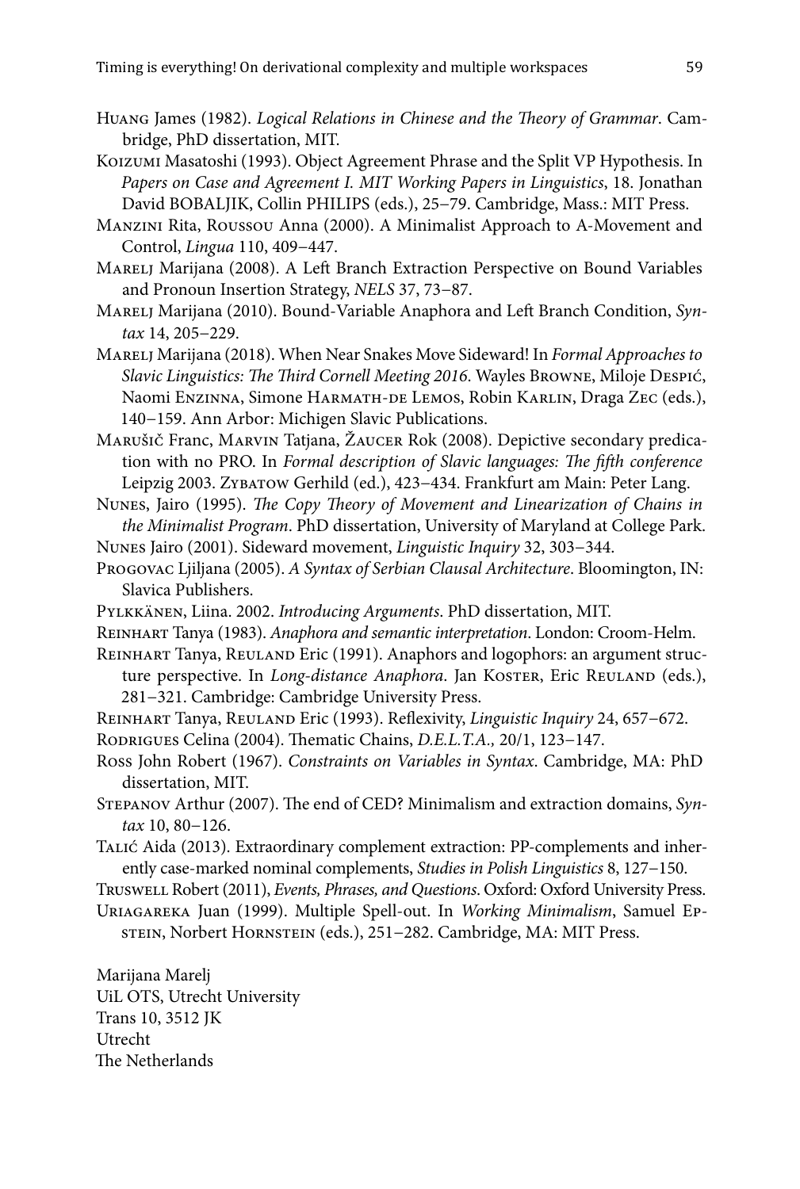Huang James (1982). *Logical Relations in Chinese and the Theory of Grammar*. Cambridge, PhD dissertation, MIT.

Koizumi Masatoshi (1993). Object Agreement Phrase and the Split VP Hypothesis. In *Papers on Case and Agreement I. MIT Working Papers in Linguistics*, 18. Jonathan David BOBALJIK, Collin PHILIPS (eds.), 25–79. Cambridge, Mass.: MIT Press.

Manzini Rita, Roussou Anna (2000). A Minimalist Approach to A-Movement and Control, *Lingua* 110, 409–447.

Marelj Marijana (2008). A Left Branch Extraction Perspective on Bound Variables and Pronoun Insertion Strategy, *NELS* 37, 73–87.

Marelj Marijana (2010). Bound-Variable Anaphora and Left Branch Condition, *Syntax* 14, 205–229.

Marelj Marijana (2018). When Near Snakes Move Sideward! In *Formal Approaches to Slavic Linguistics: The Third Cornell Meeting 2016*. Wayles Browne, Miloje Despić, Naomi Enzinna, Simone Harmath-de Lemos, Robin Karlin, Draga Zec (eds.), 140–159. Ann Arbor: Michigen Slavic Publications.

Marušič Franc, Marvin Tatjana, Žaucer Rok (2008). Depictive secondary predication with no PRO. In *Formal description of Slavic languages: The fifth conference* Leipzig 2003. Zybatow Gerhild (ed.), 423–434. Frankfurt am Main: Peter Lang.

Nunes, Jairo (1995). *The Copy Theory of Movement and Linearization of Chains in the Minimalist Program*. PhD dissertation, University of Maryland at College Park.

Nunes Jairo (2001). Sideward movement, *Linguistic Inquiry* 32, 303–344.

Progovac Ljiljana (2005). *A Syntax of Serbian Clausal Architecture*. Bloomington, IN: Slavica Publishers.

Pylkkänen, Liina. 2002. *Introducing Arguments*. PhD dissertation, MIT.

Reinhart Tanya (1983). *Anaphora and semantic interpretation*. London: Croom-Helm.

Reinhart Tanya, Reuland Eric (1991). Anaphors and logophors: an argument structure perspective. In *Long-distance Anaphora*. Jan Koster, Eric Reuland (eds.), 281–321. Cambridge: Cambridge University Press.

Reinhart Tanya, Reuland Eric (1993). Reflexivity, *Linguistic Inquiry* 24, 657–672.

Rodrigues Celina (2004). Thematic Chains, *D.E.L.T.A.,* 20/1, 123–147.

Ross John Robert (1967). *Constraints on Variables in Syntax*. Cambridge, MA: PhD dissertation, MIT.

Stepanov Arthur (2007). The end of CED? Minimalism and extraction domains, *Syntax* 10, 80–126.

Talić Aida (2013). Extraordinary complement extraction: PP-complements and inherently case-marked nominal complements, *Studies in Polish Linguistics* 8, 127–150.

Truswell Robert (2011), *Events, Phrases, and Questions*. Oxford: Oxford University Press.

Uriagareka Juan (1999). Multiple Spell-out. In *Working Minimalism*, Samuel Epstein, Norbert Hornstein (eds.), 251–282. Cambridge, MA: MIT Press.

Marijana Marelj
UiL OTS, Utrecht University
Trans 10, 3512 JK
Utrecht
The Netherlands